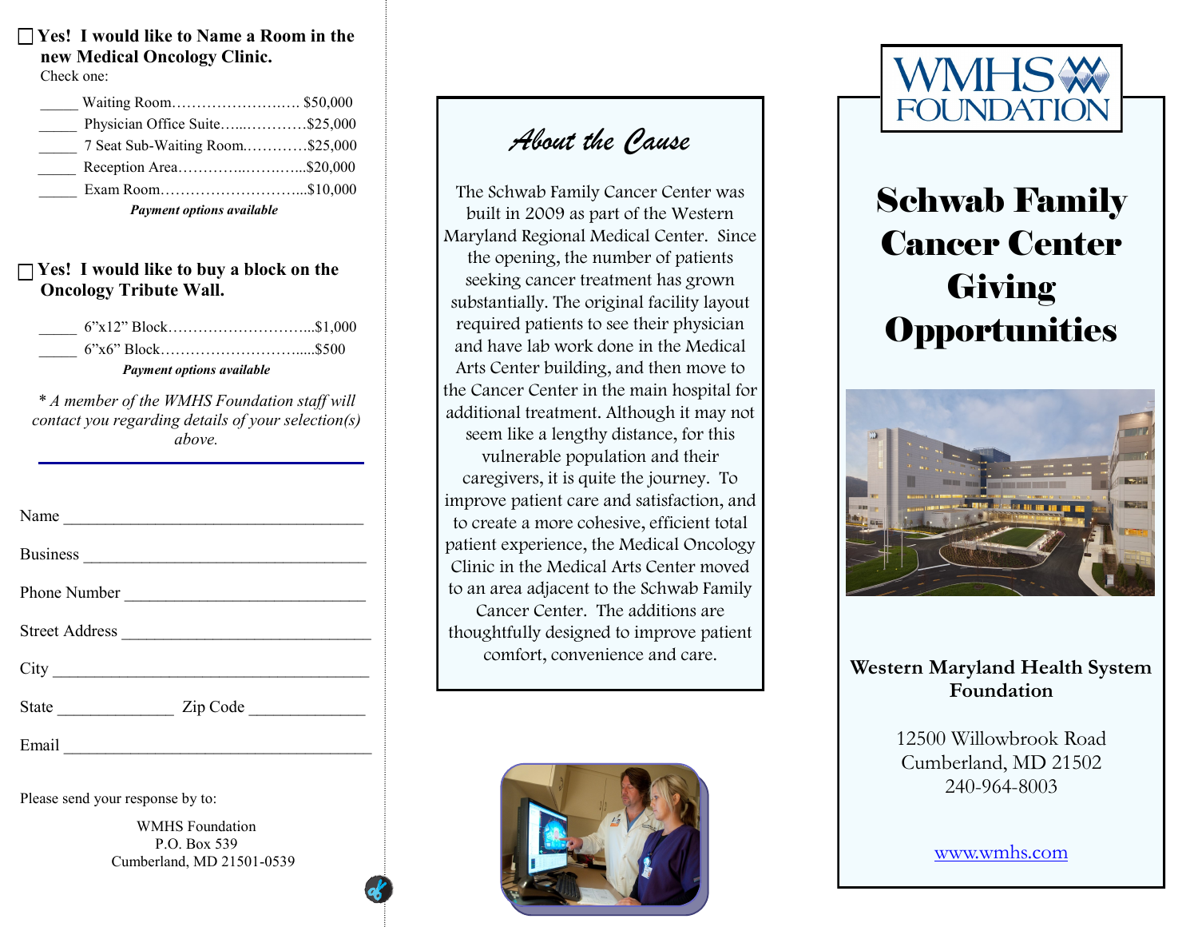☐ **Yes! I would like to Name a Room in the new Medical Oncology Clinic.**

Check one:

_____ Waiting Room……………………. $50,000
_____ Physician Office Suite…...………..$25,000
_____ 7 Seat Sub-Waiting Room.………..$25,000
_____ Reception Area………...………...$20,000
_____ Exam Room……………………...$10,000

***Payment options available***

☐ **Yes! I would like to buy a block on the Oncology Tribute Wall.**

_____ 6"x12" Block………………………...$1,000
_____ 6"x6" Block…………………….....$500

***Payment options available***

*\* A member of the WMHS Foundation staff will contact you regarding details of your selection(s) above.*

Name ____________________________________

Business __________________________________

Phone Number _____________________________

Street Address ______________________________

City ______________________________________

State ______________ Zip Code ______________

Email _____________________________________

Please send your response by to:

WMHS Foundation
P.O. Box 539
Cumberland, MD 21501-0539

## About the Cause

The Schwab Family Cancer Center was built in 2009 as part of the Western Maryland Regional Medical Center. Since the opening, the number of patients seeking cancer treatment has grown substantially. The original facility layout required patients to see their physician and have lab work done in the Medical Arts Center building, and then move to the Cancer Center in the main hospital for additional treatment. Although it may not seem like a lengthy distance, for this vulnerable population and their caregivers, it is quite the journey. To improve patient care and satisfaction, and to create a more cohesive, efficient total patient experience, the Medical Oncology Clinic in the Medical Arts Center moved to an area adjacent to the Schwab Family Cancer Center. The additions are thoughtfully designed to improve patient comfort, convenience and care.

WMHS FOUNDATION

# Schwab Family Cancer Center Giving Opportunities

**Western Maryland Health System Foundation**

12500 Willowbrook Road
Cumberland, MD 21502
240-964-8003

www.wmhs.com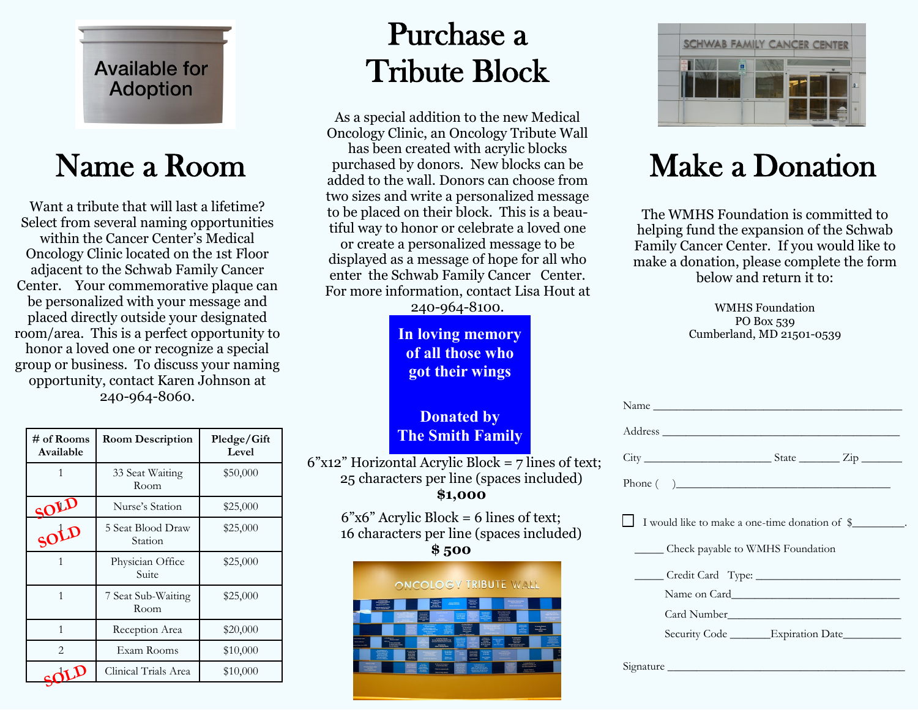Available for Adoption

# Name a Room

Want a tribute that will last a lifetime? Select from several naming opportunities within the Cancer Center's Medical Oncology Clinic located on the 1st Floor adjacent to the Schwab Family Cancer Center. Your commemorative plaque can be personalized with your message and placed directly outside your designated room/area. This is a perfect opportunity to honor a loved one or recognize a special group or business. To discuss your naming opportunity, contact Karen Johnson at 240-964-8060.

| # of Rooms Available | Room Description | Pledge/Gift Level |
|---|---|---|
| 1 | 33 Seat Waiting Room | $50,000 |
| SOLD | Nurse's Station | $25,000 |
| 1 SOLD | 5 Seat Blood Draw Station | $25,000 |
| 1 | Physician Office Suite | $25,000 |
| 1 | 7 Seat Sub-Waiting Room | $25,000 |
| 1 | Reception Area | $20,000 |
| 2 | Exam Rooms | $10,000 |
| 1 SOLD | Clinical Trials Area | $10,000 |

# Purchase a Tribute Block

As a special addition to the new Medical Oncology Clinic, an Oncology Tribute Wall has been created with acrylic blocks purchased by donors. New blocks can be added to the wall. Donors can choose from two sizes and write a personalized message to be placed on their block. This is a beautiful way to honor or celebrate a loved one or create a personalized message to be displayed as a message of hope for all who enter the Schwab Family Cancer Center. For more information, contact Lisa Hout at 240-964-8100.

**In loving memory of all those who got their wings**

**Donated by The Smith Family**

6"x12" Horizontal Acrylic Block = 7 lines of text; 25 characters per line (spaces included)
**$1,000**

6"x6" Acrylic Block = 6 lines of text; 16 characters per line (spaces included)
**$ 500**

ONCOLOGY TRIBUTE WALL

SCHWAB FAMILY CANCER CENTER

# Make a Donation

The WMHS Foundation is committed to helping fund the expansion of the Schwab Family Cancer Center. If you would like to make a donation, please complete the form below and return it to:

WMHS Foundation
PO Box 539
Cumberland, MD 21501-0539

Name ______________________________________

Address ____________________________________

City ____________________ State _______ Zip _______

Phone ( ) __________________________________

☐ I would like to make a one-time donation of $_________.

_____ Check payable to WMHS Foundation

_____ Credit Card Type: ______________________

Name on Card ______________________________

Card Number ______________________________

Security Code _______ Expiration Date __________

Signature ___________________________________